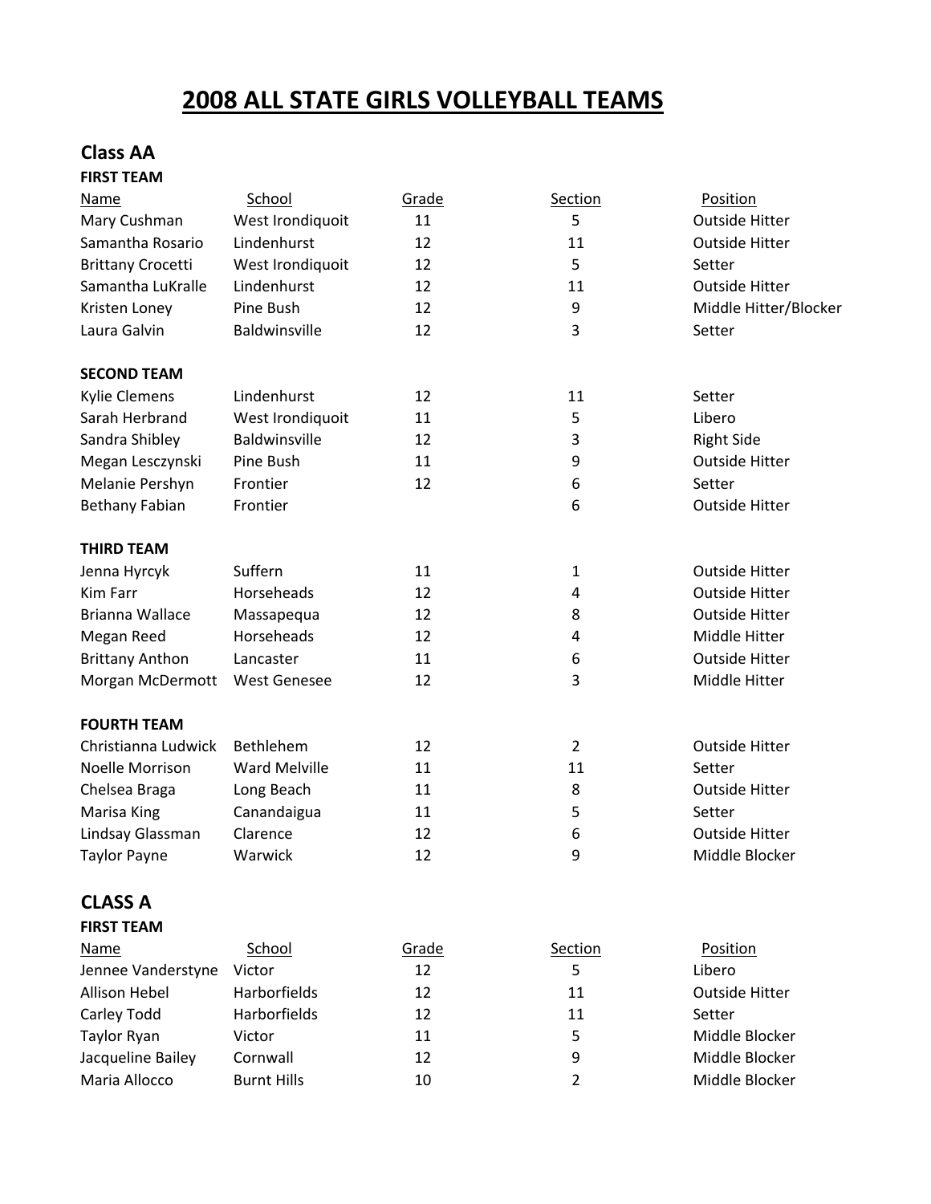# 2008 ALL STATE GIRLS VOLLEYBALL TEAMS

## Class AA

**FIRST TEAM**

| Name | School | Grade | Section | Position |
|---|---|---|---|---|
| Mary Cushman | West Irondiquoit | 11 | 5 | Outside Hitter |
| Samantha Rosario | Lindenhurst | 12 | 11 | Outside Hitter |
| Brittany Crocetti | West Irondiquoit | 12 | 5 | Setter |
| Samantha LuKralle | Lindenhurst | 12 | 11 | Outside Hitter |
| Kristen Loney | Pine Bush | 12 | 9 | Middle Hitter/Blocker |
| Laura Galvin | Baldwinsville | 12 | 3 | Setter |

**SECOND TEAM**

| Name | School | Grade | Section | Position |
|---|---|---|---|---|
| Kylie Clemens | Lindenhurst | 12 | 11 | Setter |
| Sarah Herbrand | West Irondiquoit | 11 | 5 | Libero |
| Sandra Shibley | Baldwinsville | 12 | 3 | Right Side |
| Megan Lesczynski | Pine Bush | 11 | 9 | Outside Hitter |
| Melanie Pershyn | Frontier | 12 | 6 | Setter |
| Bethany Fabian | Frontier | | 6 | Outside Hitter |

**THIRD TEAM**

| Name | School | Grade | Section | Position |
|---|---|---|---|---|
| Jenna Hyrcyk | Suffern | 11 | 1 | Outside Hitter |
| Kim Farr | Horseheads | 12 | 4 | Outside Hitter |
| Brianna Wallace | Massapequa | 12 | 8 | Outside Hitter |
| Megan Reed | Horseheads | 12 | 4 | Middle Hitter |
| Brittany Anthon | Lancaster | 11 | 6 | Outside Hitter |
| Morgan McDermott | West Genesee | 12 | 3 | Middle Hitter |

**FOURTH TEAM**

| Name | School | Grade | Section | Position |
|---|---|---|---|---|
| Christianna Ludwick | Bethlehem | 12 | 2 | Outside Hitter |
| Noelle Morrison | Ward Melville | 11 | 11 | Setter |
| Chelsea Braga | Long Beach | 11 | 8 | Outside Hitter |
| Marisa King | Canandaigua | 11 | 5 | Setter |
| Lindsay Glassman | Clarence | 12 | 6 | Outside Hitter |
| Taylor Payne | Warwick | 12 | 9 | Middle Blocker |

## CLASS A

**FIRST TEAM**

| Name | School | Grade | Section | Position |
|---|---|---|---|---|
| Jennee Vanderstyne | Victor | 12 | 5 | Libero |
| Allison Hebel | Harborfields | 12 | 11 | Outside Hitter |
| Carley Todd | Harborfields | 12 | 11 | Setter |
| Taylor Ryan | Victor | 11 | 5 | Middle Blocker |
| Jacqueline Bailey | Cornwall | 12 | 9 | Middle Blocker |
| Maria Allocco | Burnt Hills | 10 | 2 | Middle Blocker |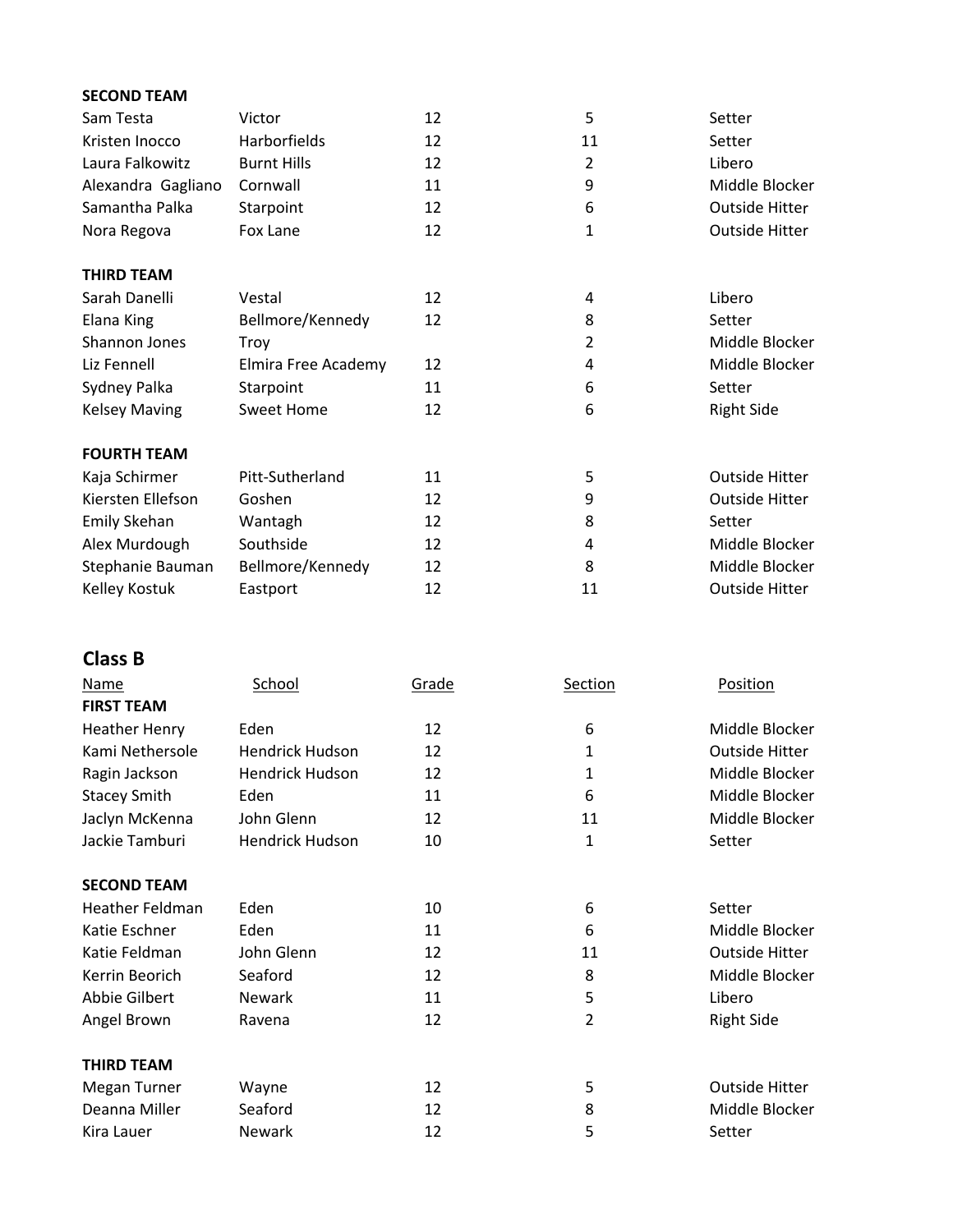**SECOND TEAM**

| | | | | |
|---|---|---|---|---|
| Sam Testa | Victor | 12 | 5 | Setter |
| Kristen Inocco | Harborfields | 12 | 11 | Setter |
| Laura Falkowitz | Burnt Hills | 12 | 2 | Libero |
| Alexandra Gagliano | Cornwall | 11 | 9 | Middle Blocker |
| Samantha Palka | Starpoint | 12 | 6 | Outside Hitter |
| Nora Regova | Fox Lane | 12 | 1 | Outside Hitter |

**THIRD TEAM**

| | | | | |
|---|---|---|---|---|
| Sarah Danelli | Vestal | 12 | 4 | Libero |
| Elana King | Bellmore/Kennedy | 12 | 8 | Setter |
| Shannon Jones | Troy | | 2 | Middle Blocker |
| Liz Fennell | Elmira Free Academy | 12 | 4 | Middle Blocker |
| Sydney Palka | Starpoint | 11 | 6 | Setter |
| Kelsey Maving | Sweet Home | 12 | 6 | Right Side |

**FOURTH TEAM**

| | | | | |
|---|---|---|---|---|
| Kaja Schirmer | Pitt-Sutherland | 11 | 5 | Outside Hitter |
| Kiersten Ellefson | Goshen | 12 | 9 | Outside Hitter |
| Emily Skehan | Wantagh | 12 | 8 | Setter |
| Alex Murdough | Southside | 12 | 4 | Middle Blocker |
| Stephanie Bauman | Bellmore/Kennedy | 12 | 8 | Middle Blocker |
| Kelley Kostuk | Eastport | 12 | 11 | Outside Hitter |

## Class B

| Name | School | Grade | Section | Position |
|---|---|---|---|---|
| **FIRST TEAM** | | | | |
| Heather Henry | Eden | 12 | 6 | Middle Blocker |
| Kami Nethersole | Hendrick Hudson | 12 | 1 | Outside Hitter |
| Ragin Jackson | Hendrick Hudson | 12 | 1 | Middle Blocker |
| Stacey Smith | Eden | 11 | 6 | Middle Blocker |
| Jaclyn McKenna | John Glenn | 12 | 11 | Middle Blocker |
| Jackie Tamburi | Hendrick Hudson | 10 | 1 | Setter |
| **SECOND TEAM** | | | | |
| Heather Feldman | Eden | 10 | 6 | Setter |
| Katie Eschner | Eden | 11 | 6 | Middle Blocker |
| Katie Feldman | John Glenn | 12 | 11 | Outside Hitter |
| Kerrin Beorich | Seaford | 12 | 8 | Middle Blocker |
| Abbie Gilbert | Newark | 11 | 5 | Libero |
| Angel Brown | Ravena | 12 | 2 | Right Side |
| **THIRD TEAM** | | | | |
| Megan Turner | Wayne | 12 | 5 | Outside Hitter |
| Deanna Miller | Seaford | 12 | 8 | Middle Blocker |
| Kira Lauer | Newark | 12 | 5 | Setter |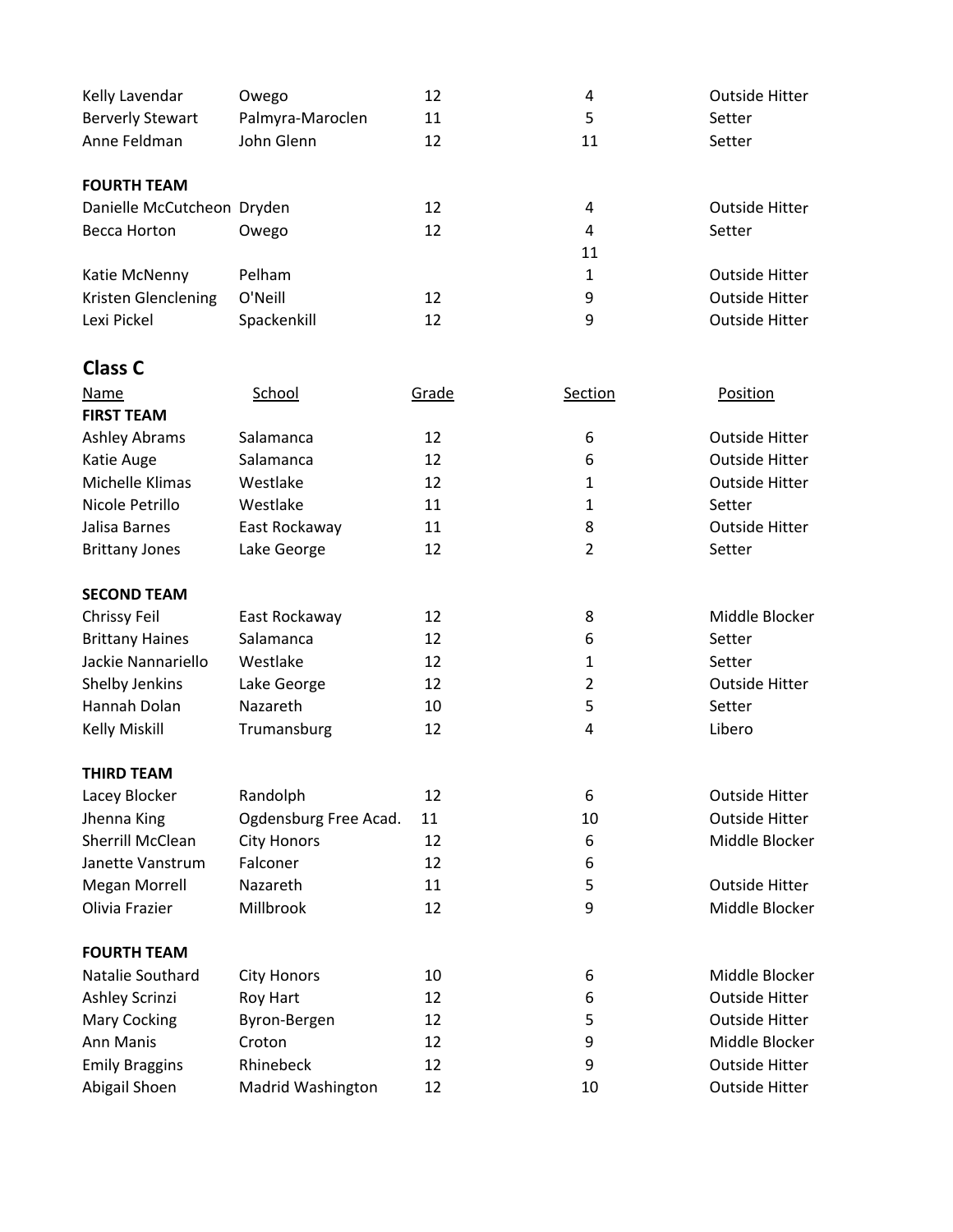| | | | | |
|---|---|---|---|---|
| Kelly Lavendar | Owego | 12 | 4 | Outside Hitter |
| Berverly Stewart | Palmyra-Maroclen | 11 | 5 | Setter |
| Anne Feldman | John Glenn | 12 | 11 | Setter |

**FOURTH TEAM**

| | | | | |
|---|---|---|---|---|
| Danielle McCutcheon | Dryden | 12 | 4 | Outside Hitter |
| Becca Horton | Owego | 12 | 4 | Setter |
| | | | 11 | |
| Katie McNenny | Pelham | | 1 | Outside Hitter |
| Kristen Glenclening | O'Neill | 12 | 9 | Outside Hitter |
| Lexi Pickel | Spackenkill | 12 | 9 | Outside Hitter |

## Class C

| Name | School | Grade | Section | Position |
|---|---|---|---|---|
| **FIRST TEAM** | | | | |
| Ashley Abrams | Salamanca | 12 | 6 | Outside Hitter |
| Katie Auge | Salamanca | 12 | 6 | Outside Hitter |
| Michelle Klimas | Westlake | 12 | 1 | Outside Hitter |
| Nicole Petrillo | Westlake | 11 | 1 | Setter |
| Jalisa Barnes | East Rockaway | 11 | 8 | Outside Hitter |
| Brittany Jones | Lake George | 12 | 2 | Setter |
| **SECOND TEAM** | | | | |
| Chrissy Feil | East Rockaway | 12 | 8 | Middle Blocker |
| Brittany Haines | Salamanca | 12 | 6 | Setter |
| Jackie Nannariello | Westlake | 12 | 1 | Setter |
| Shelby Jenkins | Lake George | 12 | 2 | Outside Hitter |
| Hannah Dolan | Nazareth | 10 | 5 | Setter |
| Kelly Miskill | Trumansburg | 12 | 4 | Libero |
| **THIRD TEAM** | | | | |
| Lacey Blocker | Randolph | 12 | 6 | Outside Hitter |
| Jhenna King | Ogdensburg Free Acad. | 11 | 10 | Outside Hitter |
| Sherrill McClean | City Honors | 12 | 6 | Middle Blocker |
| Janette Vanstrum | Falconer | 12 | 6 | |
| Megan Morrell | Nazareth | 11 | 5 | Outside Hitter |
| Olivia Frazier | Millbrook | 12 | 9 | Middle Blocker |
| **FOURTH TEAM** | | | | |
| Natalie Southard | City Honors | 10 | 6 | Middle Blocker |
| Ashley Scrinzi | Roy Hart | 12 | 6 | Outside Hitter |
| Mary Cocking | Byron-Bergen | 12 | 5 | Outside Hitter |
| Ann Manis | Croton | 12 | 9 | Middle Blocker |
| Emily Braggins | Rhinebeck | 12 | 9 | Outside Hitter |
| Abigail Shoen | Madrid Washington | 12 | 10 | Outside Hitter |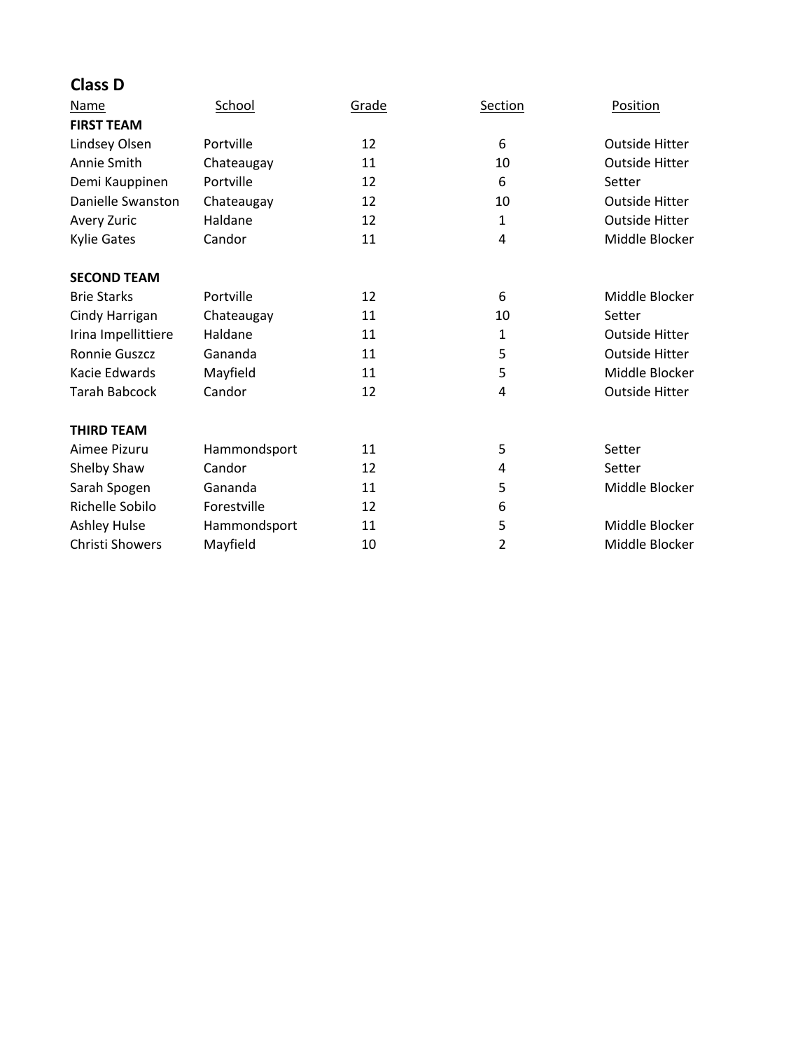## Class D

| Name | School | Grade | Section | Position |
| --- | --- | --- | --- | --- |
| **FIRST TEAM** | | | | |
| Lindsey Olsen | Portville | 12 | 6 | Outside Hitter |
| Annie Smith | Chateaugay | 11 | 10 | Outside Hitter |
| Demi Kauppinen | Portville | 12 | 6 | Setter |
| Danielle Swanston | Chateaugay | 12 | 10 | Outside Hitter |
| Avery Zuric | Haldane | 12 | 1 | Outside Hitter |
| Kylie Gates | Candor | 11 | 4 | Middle Blocker |
| **SECOND TEAM** | | | | |
| Brie Starks | Portville | 12 | 6 | Middle Blocker |
| Cindy Harrigan | Chateaugay | 11 | 10 | Setter |
| Irina Impellittiere | Haldane | 11 | 1 | Outside Hitter |
| Ronnie Guszcz | Gananda | 11 | 5 | Outside Hitter |
| Kacie Edwards | Mayfield | 11 | 5 | Middle Blocker |
| Tarah Babcock | Candor | 12 | 4 | Outside Hitter |
| **THIRD TEAM** | | | | |
| Aimee Pizuru | Hammondsport | 11 | 5 | Setter |
| Shelby Shaw | Candor | 12 | 4 | Setter |
| Sarah Spogen | Gananda | 11 | 5 | Middle Blocker |
| Richelle Sobilo | Forestville | 12 | 6 | |
| Ashley Hulse | Hammondsport | 11 | 5 | Middle Blocker |
| Christi Showers | Mayfield | 10 | 2 | Middle Blocker |